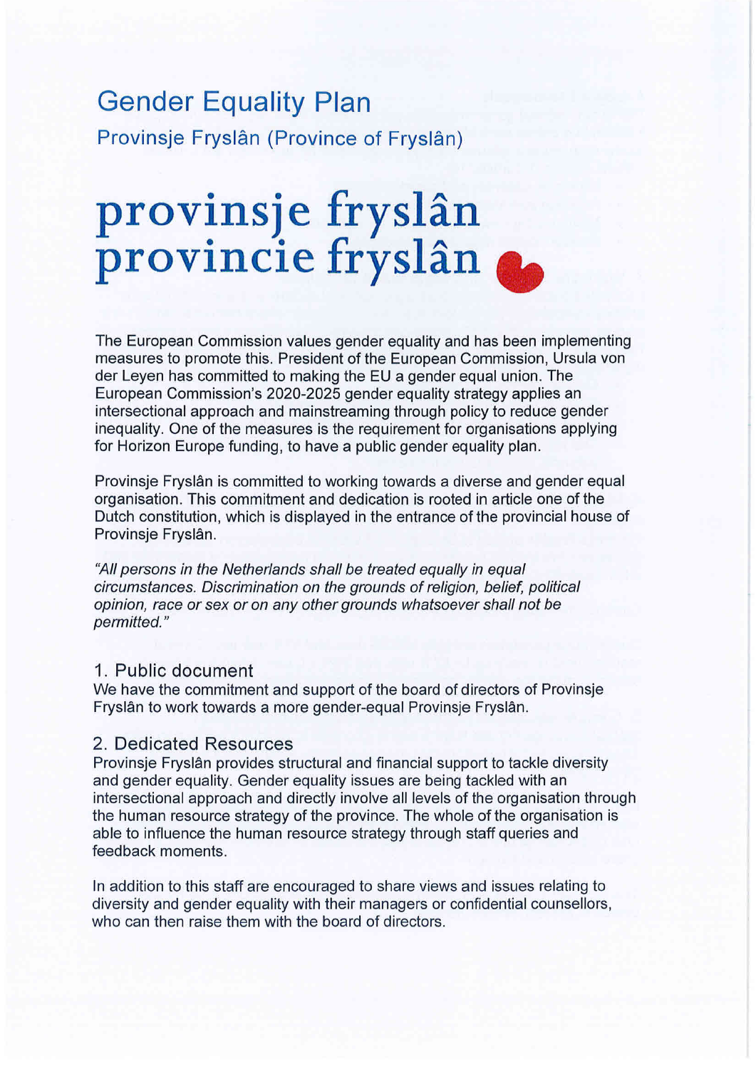# Gender Equality Plan

Provinsje Fryslân (Province of Fryslân)

**provinsje fryslân**
**provincie fryslân**

The European Commission values gender equality and has been implementing measures to promote this. President of the European Commission, Ursula von der Leyen has committed to making the EU a gender equal union. The European Commission's 2020-2025 gender equality strategy applies an intersectional approach and mainstreaming through policy to reduce gender inequality. One of the measures is the requirement for organisations applying for Horizon Europe funding, to have a public gender equality plan.

Provinsje Fryslân is committed to working towards a diverse and gender equal organisation. This commitment and dedication is rooted in article one of the Dutch constitution, which is displayed in the entrance of the provincial house of Provinsje Fryslân.

*"All persons in the Netherlands shall be treated equally in equal circumstances. Discrimination on the grounds of religion, belief, political opinion, race or sex or on any other grounds whatsoever shall not be permitted."*

## 1. Public document

We have the commitment and support of the board of directors of Provinsje Fryslân to work towards a more gender-equal Provinsje Fryslân.

## 2. Dedicated Resources

Provinsje Fryslân provides structural and financial support to tackle diversity and gender equality. Gender equality issues are being tackled with an intersectional approach and directly involve all levels of the organisation through the human resource strategy of the province. The whole of the organisation is able to influence the human resource strategy through staff queries and feedback moments.

In addition to this staff are encouraged to share views and issues relating to diversity and gender equality with their managers or confidential counsellors, who can then raise them with the board of directors.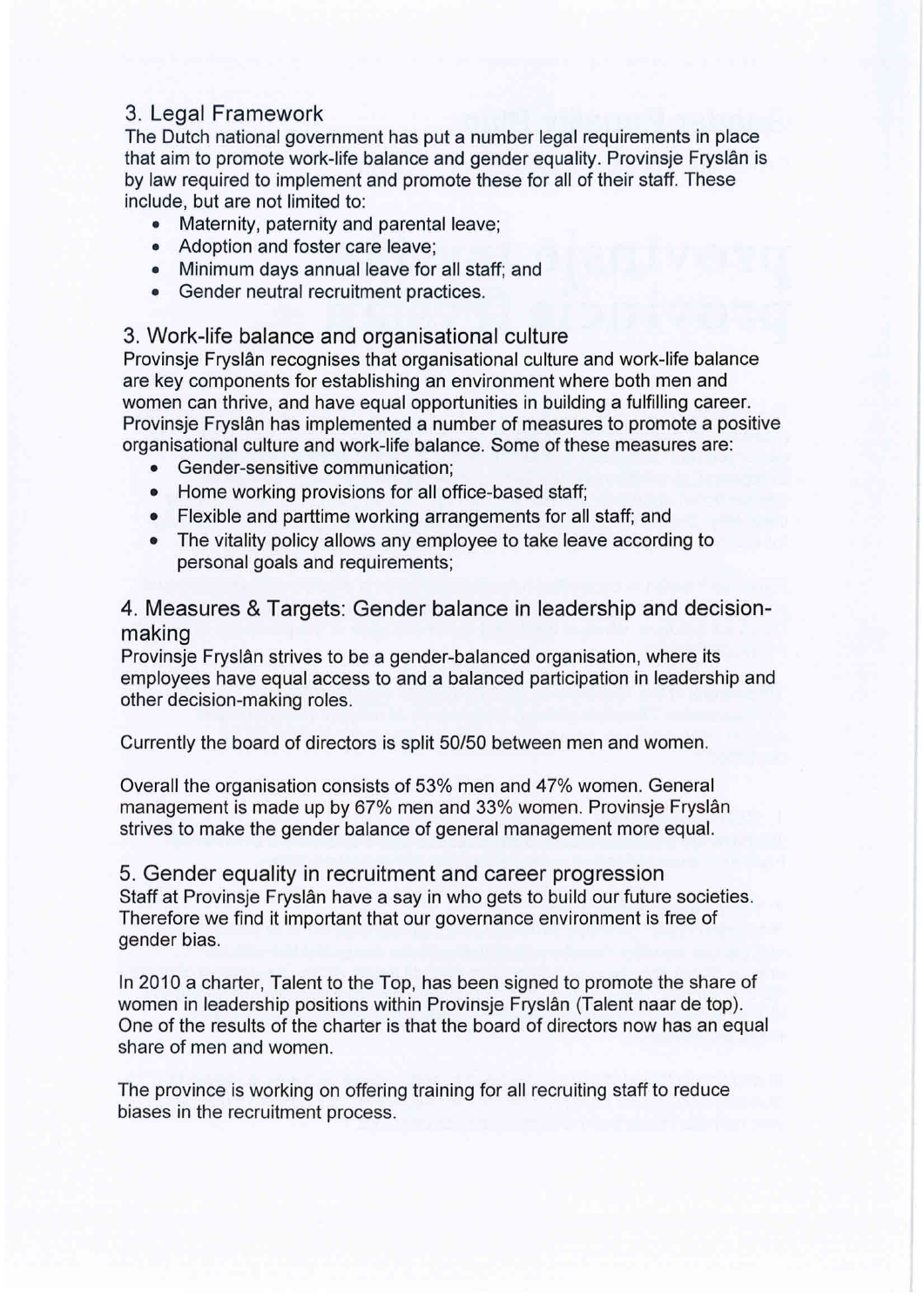## 3. Legal Framework

The Dutch national government has put a number legal requirements in place that aim to promote work-life balance and gender equality. Provinsje Fryslân is by law required to implement and promote these for all of their staff. These include, but are not limited to:

- Maternity, paternity and parental leave;
- Adoption and foster care leave;
- Minimum days annual leave for all staff; and
- Gender neutral recruitment practices.

## 3. Work-life balance and organisational culture

Provinsje Fryslân recognises that organisational culture and work-life balance are key components for establishing an environment where both men and women can thrive, and have equal opportunities in building a fulfilling career. Provinsje Fryslân has implemented a number of measures to promote a positive organisational culture and work-life balance. Some of these measures are:

- Gender-sensitive communication;
- Home working provisions for all office-based staff;
- Flexible and parttime working arrangements for all staff; and
- The vitality policy allows any employee to take leave according to personal goals and requirements;

## 4. Measures & Targets: Gender balance in leadership and decision-making

Provinsje Fryslân strives to be a gender-balanced organisation, where its employees have equal access to and a balanced participation in leadership and other decision-making roles.

Currently the board of directors is split 50/50 between men and women.

Overall the organisation consists of 53% men and 47% women. General management is made up by 67% men and 33% women. Provinsje Fryslân strives to make the gender balance of general management more equal.

## 5. Gender equality in recruitment and career progression

Staff at Provinsje Fryslân have a say in who gets to build our future societies. Therefore we find it important that our governance environment is free of gender bias.

In 2010 a charter, Talent to the Top, has been signed to promote the share of women in leadership positions within Provinsje Fryslân (Talent naar de top). One of the results of the charter is that the board of directors now has an equal share of men and women.

The province is working on offering training for all recruiting staff to reduce biases in the recruitment process.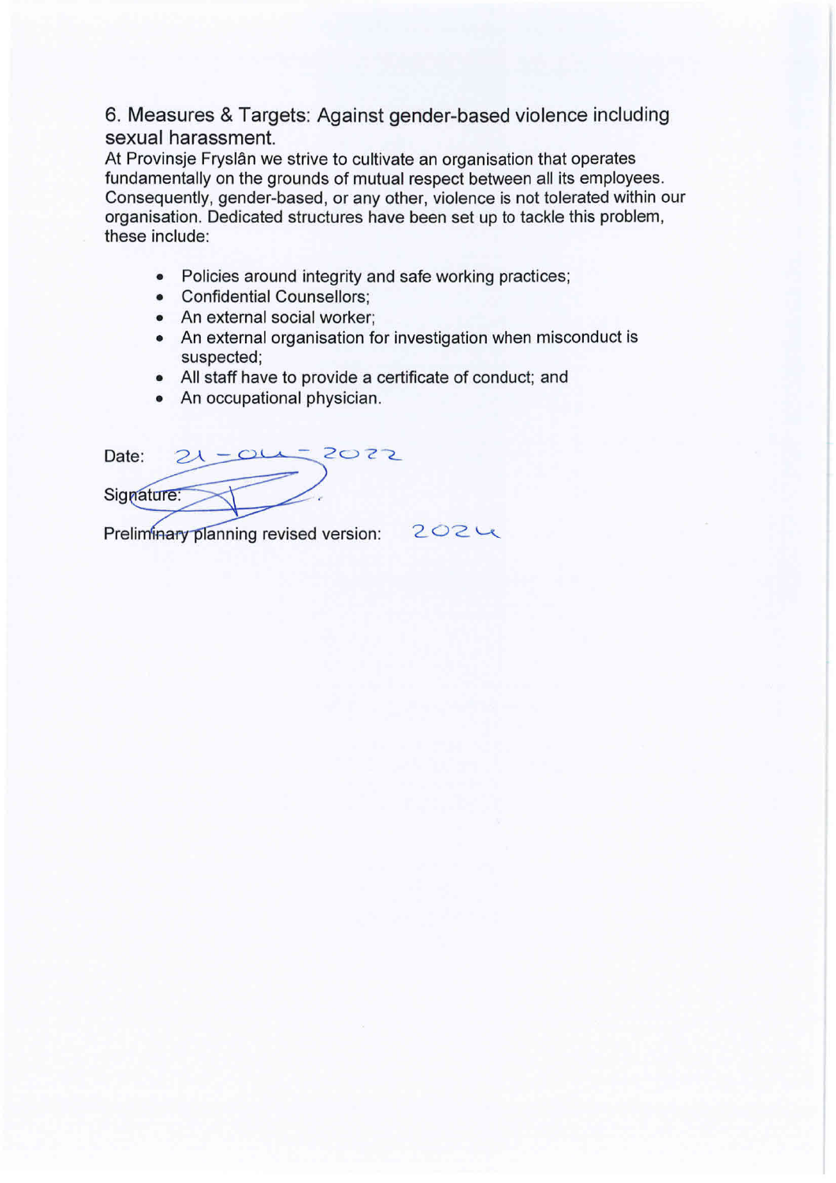## 6. Measures & Targets: Against gender-based violence including sexual harassment.

At Provinsje Fryslân we strive to cultivate an organisation that operates fundamentally on the grounds of mutual respect between all its employees. Consequently, gender-based, or any other, violence is not tolerated within our organisation. Dedicated structures have been set up to tackle this problem, these include:

- Policies around integrity and safe working practices;
- Confidential Counsellors;
- An external social worker;
- An external organisation for investigation when misconduct is suspected;
- All staff have to provide a certificate of conduct; and
- An occupational physician.

Date: 21 - 04 - 2022

Signature:

Preliminary planning revised version: 2024